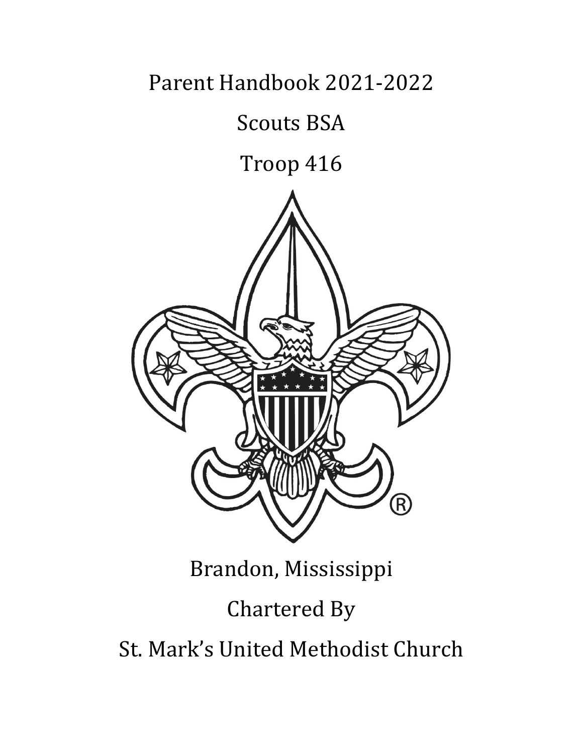# Parent Handbook 2021-2022

# Scouts BSA

# Troop 416

Brandon, Mississippi

Chartered By

St. Mark's United Methodist Church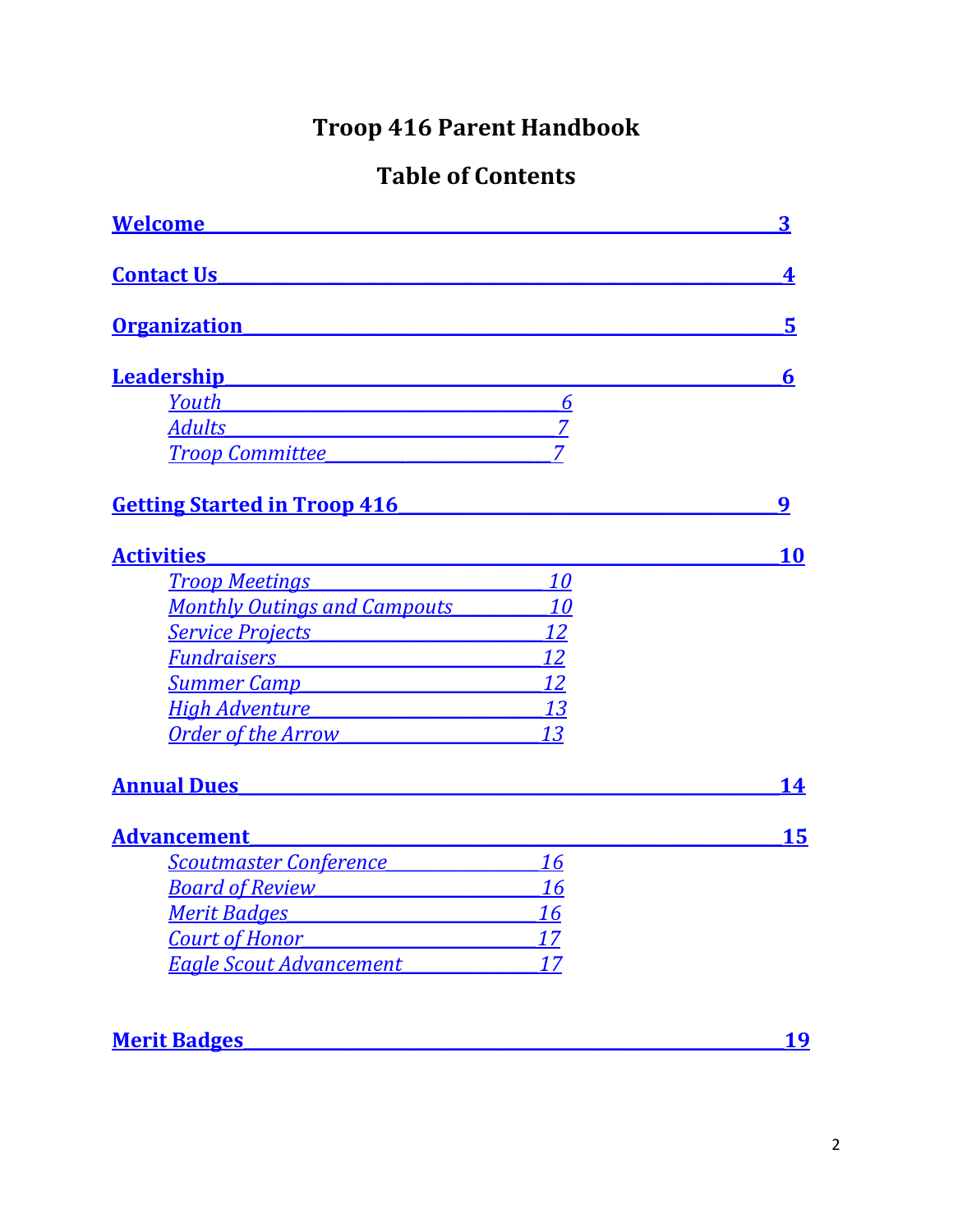# Troop 416 Parent Handbook

## Table of Contents

**Welcome** 3

**Contact Us** 4

**Organization** 5

**Leadership** 6

- *Youth* 6
- *Adults* 7
- *Troop Committee* 7

**Getting Started in Troop 416** 9

**Activities** 10

- *Troop Meetings* 10
- *Monthly Outings and Campouts* 10
- *Service Projects* 12
- *Fundraisers* 12
- *Summer Camp* 12
- *High Adventure* 13
- *Order of the Arrow* 13

**Annual Dues** 14

**Advancement** 15

- *Scoutmaster Conference* 16
- *Board of Review* 16
- *Merit Badges* 16
- *Court of Honor* 17
- *Eagle Scout Advancement* 17

**Merit Badges** 19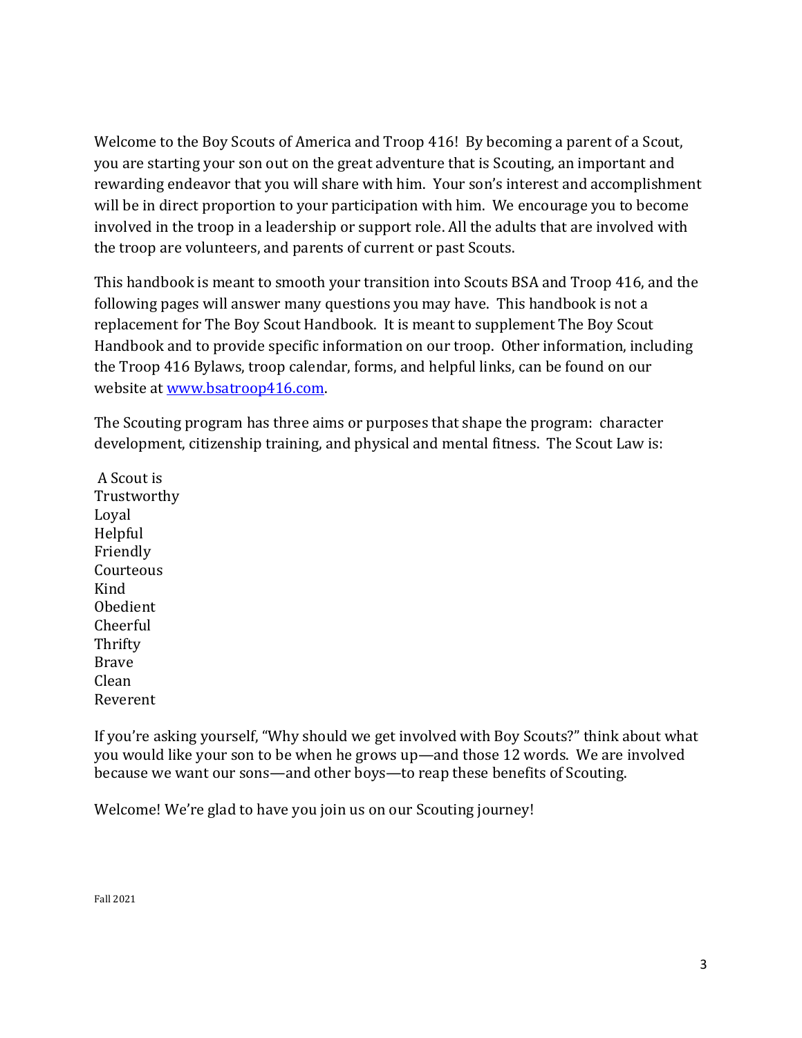Welcome to the Boy Scouts of America and Troop 416! By becoming a parent of a Scout, you are starting your son out on the great adventure that is Scouting, an important and rewarding endeavor that you will share with him. Your son's interest and accomplishment will be in direct proportion to your participation with him. We encourage you to become involved in the troop in a leadership or support role. All the adults that are involved with the troop are volunteers, and parents of current or past Scouts.

This handbook is meant to smooth your transition into Scouts BSA and Troop 416, and the following pages will answer many questions you may have. This handbook is not a replacement for The Boy Scout Handbook. It is meant to supplement The Boy Scout Handbook and to provide specific information on our troop. Other information, including the Troop 416 Bylaws, troop calendar, forms, and helpful links, can be found on our website at [www.bsatroop416.com](http://www.bsatroop416.com).

The Scouting program has three aims or purposes that shape the program: character development, citizenship training, and physical and mental fitness. The Scout Law is:

A Scout is  
Trustworthy  
Loyal  
Helpful  
Friendly  
Courteous  
Kind  
Obedient  
Cheerful  
Thrifty  
Brave  
Clean  
Reverent

If you're asking yourself, "Why should we get involved with Boy Scouts?" think about what you would like your son to be when he grows up—and those 12 words. We are involved because we want our sons—and other boys—to reap these benefits of Scouting.

Welcome! We're glad to have you join us on our Scouting journey!

Fall 2021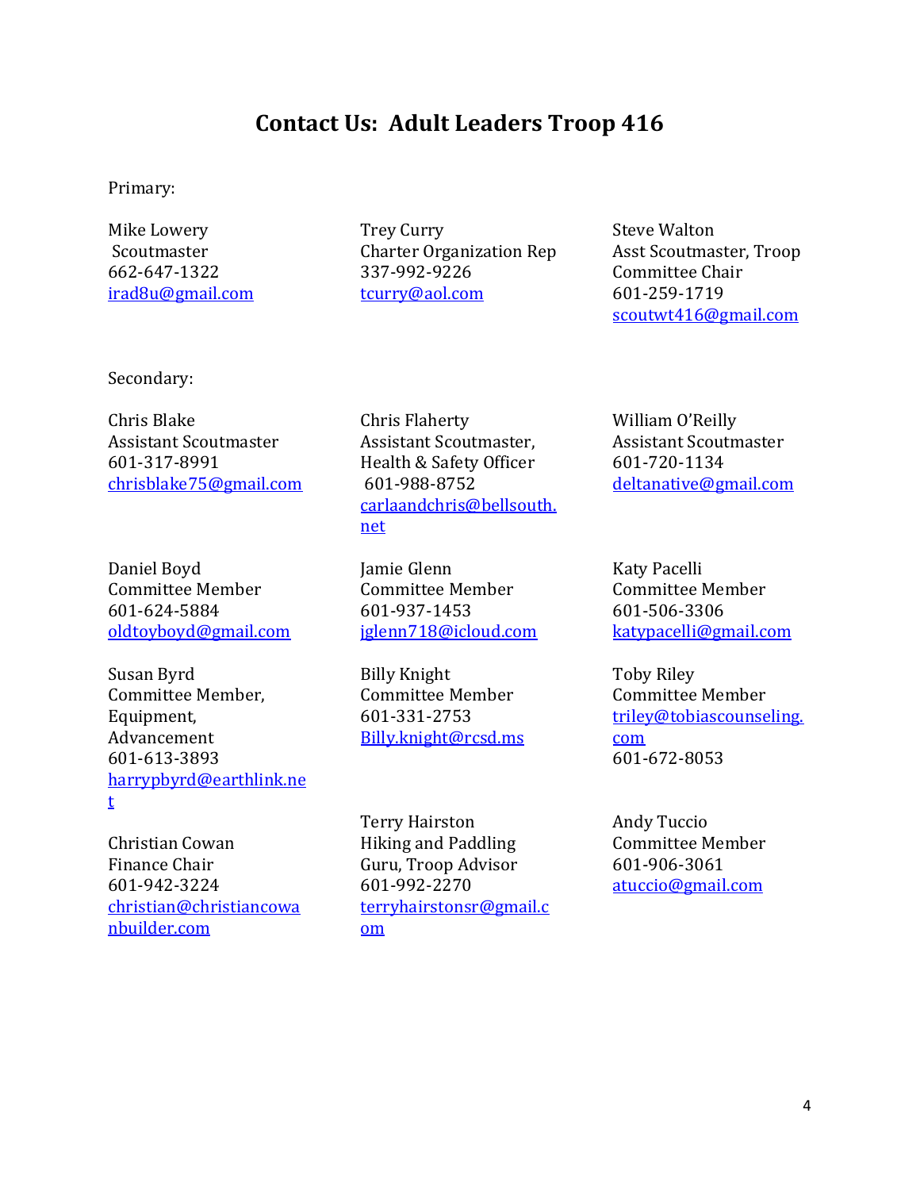# Contact Us: Adult Leaders Troop 416

Primary:

Mike Lowery
Scoutmaster
662-647-1322
irad8u@gmail.com

Trey Curry
Charter Organization Rep
337-992-9226
tcurry@aol.com

Steve Walton
Asst Scoutmaster, Troop Committee Chair
601-259-1719
scoutwt416@gmail.com

Secondary:

Chris Blake
Assistant Scoutmaster
601-317-8991
chrisblake75@gmail.com

Chris Flaherty
Assistant Scoutmaster, Health & Safety Officer
601-988-8752
carlaandchris@bellsouth.net

William O'Reilly
Assistant Scoutmaster
601-720-1134
deltanative@gmail.com

Daniel Boyd
Committee Member
601-624-5884
oldtoyboyd@gmail.com

Jamie Glenn
Committee Member
601-937-1453
jglenn718@icloud.com

Katy Pacelli
Committee Member
601-506-3306
katypacelli@gmail.com

Susan Byrd
Committee Member, Equipment, Advancement
601-613-3893
harrypbyrd@earthlink.net

Billy Knight
Committee Member
601-331-2753
Billy.knight@rcsd.ms

Toby Riley
Committee Member
triley@tobiascounseling.com
601-672-8053

Christian Cowan
Finance Chair
601-942-3224
christian@christiancowanbuilder.com

Terry Hairston
Hiking and Paddling Guru, Troop Advisor
601-992-2270
terryhairstonsr@gmail.com

Andy Tuccio
Committee Member
601-906-3061
atuccio@gmail.com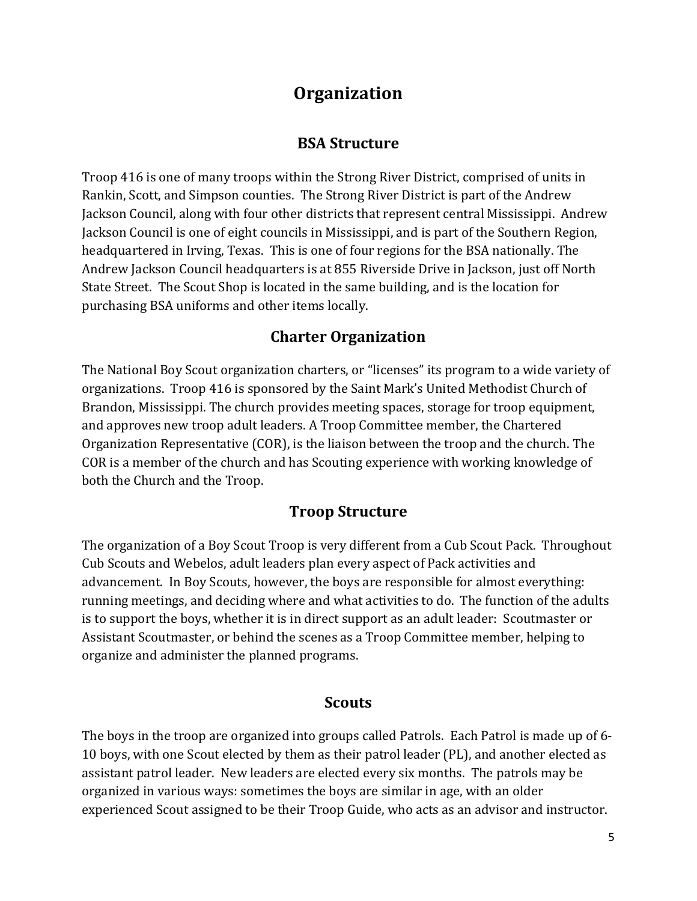# Organization

## BSA Structure

Troop 416 is one of many troops within the Strong River District, comprised of units in Rankin, Scott, and Simpson counties. The Strong River District is part of the Andrew Jackson Council, along with four other districts that represent central Mississippi. Andrew Jackson Council is one of eight councils in Mississippi, and is part of the Southern Region, headquartered in Irving, Texas. This is one of four regions for the BSA nationally. The Andrew Jackson Council headquarters is at 855 Riverside Drive in Jackson, just off North State Street. The Scout Shop is located in the same building, and is the location for purchasing BSA uniforms and other items locally.

## Charter Organization

The National Boy Scout organization charters, or "licenses" its program to a wide variety of organizations. Troop 416 is sponsored by the Saint Mark's United Methodist Church of Brandon, Mississippi. The church provides meeting spaces, storage for troop equipment, and approves new troop adult leaders. A Troop Committee member, the Chartered Organization Representative (COR), is the liaison between the troop and the church. The COR is a member of the church and has Scouting experience with working knowledge of both the Church and the Troop.

## Troop Structure

The organization of a Boy Scout Troop is very different from a Cub Scout Pack. Throughout Cub Scouts and Webelos, adult leaders plan every aspect of Pack activities and advancement. In Boy Scouts, however, the boys are responsible for almost everything: running meetings, and deciding where and what activities to do. The function of the adults is to support the boys, whether it is in direct support as an adult leader: Scoutmaster or Assistant Scoutmaster, or behind the scenes as a Troop Committee member, helping to organize and administer the planned programs.

## Scouts

The boys in the troop are organized into groups called Patrols. Each Patrol is made up of 6-10 boys, with one Scout elected by them as their patrol leader (PL), and another elected as assistant patrol leader. New leaders are elected every six months. The patrols may be organized in various ways: sometimes the boys are similar in age, with an older experienced Scout assigned to be their Troop Guide, who acts as an advisor and instructor.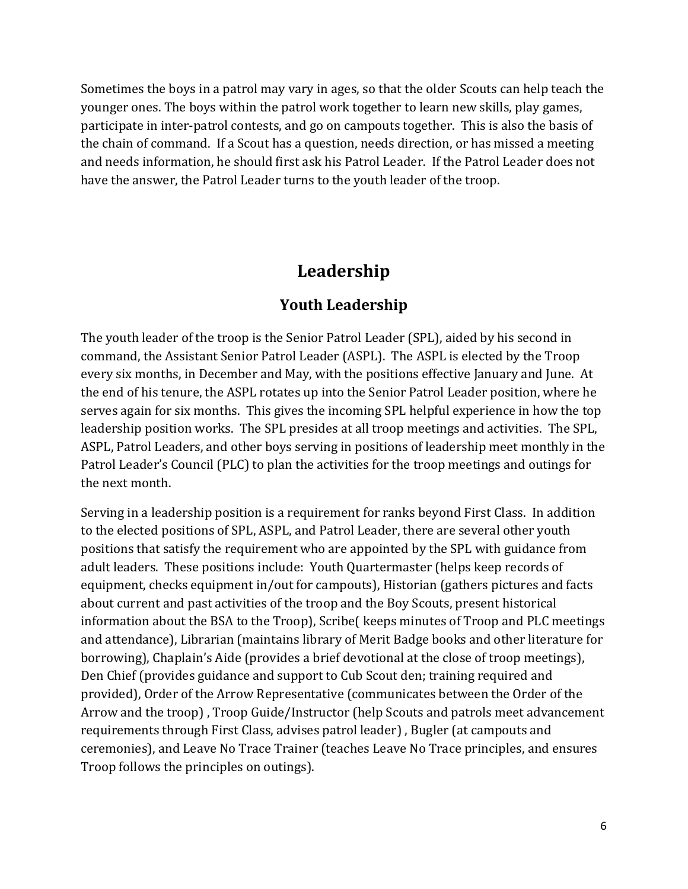Sometimes the boys in a patrol may vary in ages, so that the older Scouts can help teach the younger ones. The boys within the patrol work together to learn new skills, play games, participate in inter-patrol contests, and go on campouts together. This is also the basis of the chain of command. If a Scout has a question, needs direction, or has missed a meeting and needs information, he should first ask his Patrol Leader. If the Patrol Leader does not have the answer, the Patrol Leader turns to the youth leader of the troop.

# Leadership

## Youth Leadership

The youth leader of the troop is the Senior Patrol Leader (SPL), aided by his second in command, the Assistant Senior Patrol Leader (ASPL). The ASPL is elected by the Troop every six months, in December and May, with the positions effective January and June. At the end of his tenure, the ASPL rotates up into the Senior Patrol Leader position, where he serves again for six months. This gives the incoming SPL helpful experience in how the top leadership position works. The SPL presides at all troop meetings and activities. The SPL, ASPL, Patrol Leaders, and other boys serving in positions of leadership meet monthly in the Patrol Leader's Council (PLC) to plan the activities for the troop meetings and outings for the next month.

Serving in a leadership position is a requirement for ranks beyond First Class. In addition to the elected positions of SPL, ASPL, and Patrol Leader, there are several other youth positions that satisfy the requirement who are appointed by the SPL with guidance from adult leaders. These positions include: Youth Quartermaster (helps keep records of equipment, checks equipment in/out for campouts), Historian (gathers pictures and facts about current and past activities of the troop and the Boy Scouts, present historical information about the BSA to the Troop), Scribe( keeps minutes of Troop and PLC meetings and attendance), Librarian (maintains library of Merit Badge books and other literature for borrowing), Chaplain's Aide (provides a brief devotional at the close of troop meetings), Den Chief (provides guidance and support to Cub Scout den; training required and provided), Order of the Arrow Representative (communicates between the Order of the Arrow and the troop) , Troop Guide/Instructor (help Scouts and patrols meet advancement requirements through First Class, advises patrol leader) , Bugler (at campouts and ceremonies), and Leave No Trace Trainer (teaches Leave No Trace principles, and ensures Troop follows the principles on outings).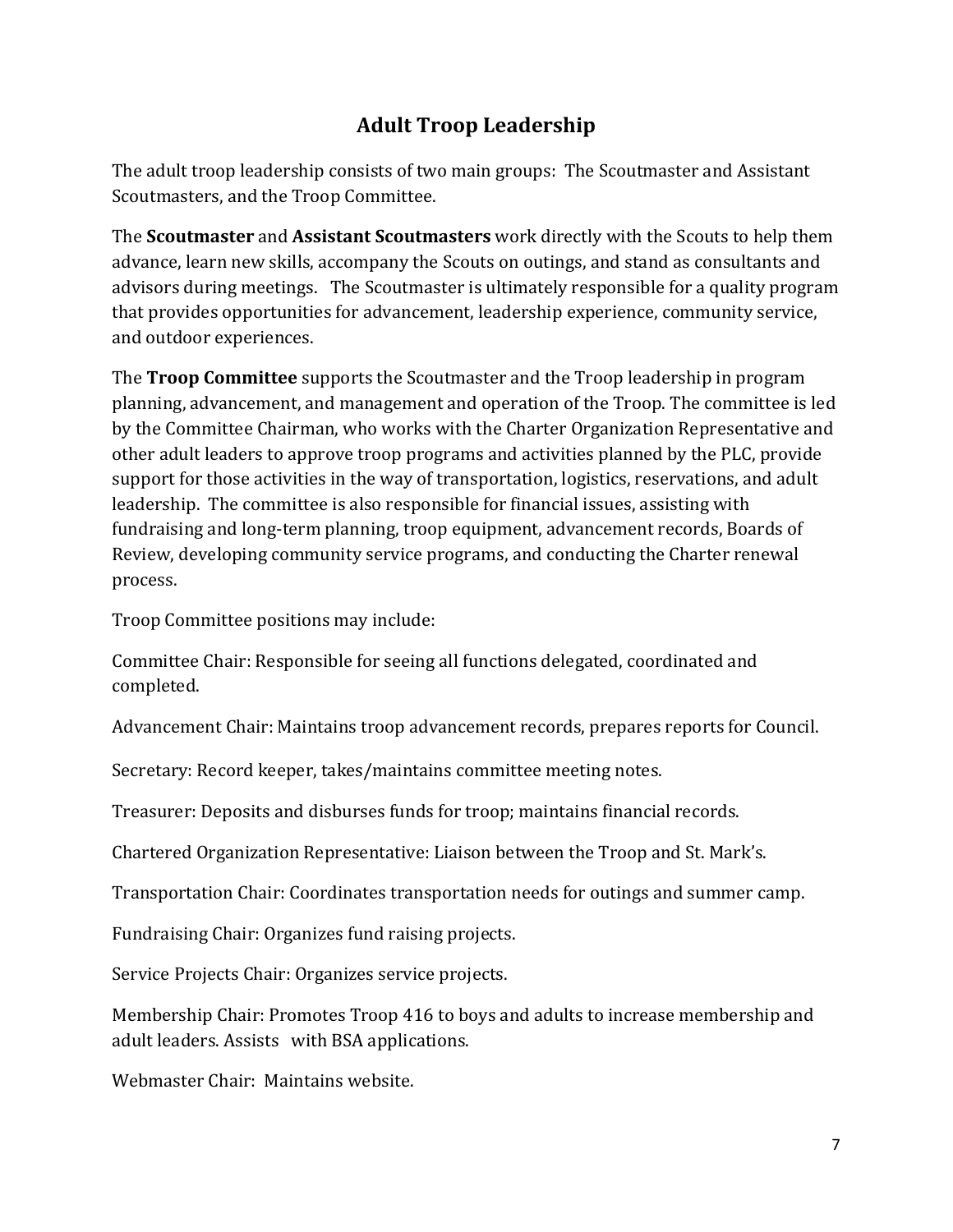## Adult Troop Leadership

The adult troop leadership consists of two main groups: The Scoutmaster and Assistant Scoutmasters, and the Troop Committee.

The **Scoutmaster** and **Assistant Scoutmasters** work directly with the Scouts to help them advance, learn new skills, accompany the Scouts on outings, and stand as consultants and advisors during meetings. The Scoutmaster is ultimately responsible for a quality program that provides opportunities for advancement, leadership experience, community service, and outdoor experiences.

The **Troop Committee** supports the Scoutmaster and the Troop leadership in program planning, advancement, and management and operation of the Troop. The committee is led by the Committee Chairman, who works with the Charter Organization Representative and other adult leaders to approve troop programs and activities planned by the PLC, provide support for those activities in the way of transportation, logistics, reservations, and adult leadership. The committee is also responsible for financial issues, assisting with fundraising and long-term planning, troop equipment, advancement records, Boards of Review, developing community service programs, and conducting the Charter renewal process.

Troop Committee positions may include:

Committee Chair: Responsible for seeing all functions delegated, coordinated and completed.

Advancement Chair: Maintains troop advancement records, prepares reports for Council.

Secretary: Record keeper, takes/maintains committee meeting notes.

Treasurer: Deposits and disburses funds for troop; maintains financial records.

Chartered Organization Representative: Liaison between the Troop and St. Mark's.

Transportation Chair: Coordinates transportation needs for outings and summer camp.

Fundraising Chair: Organizes fund raising projects.

Service Projects Chair: Organizes service projects.

Membership Chair: Promotes Troop 416 to boys and adults to increase membership and adult leaders. Assists with BSA applications.

Webmaster Chair: Maintains website.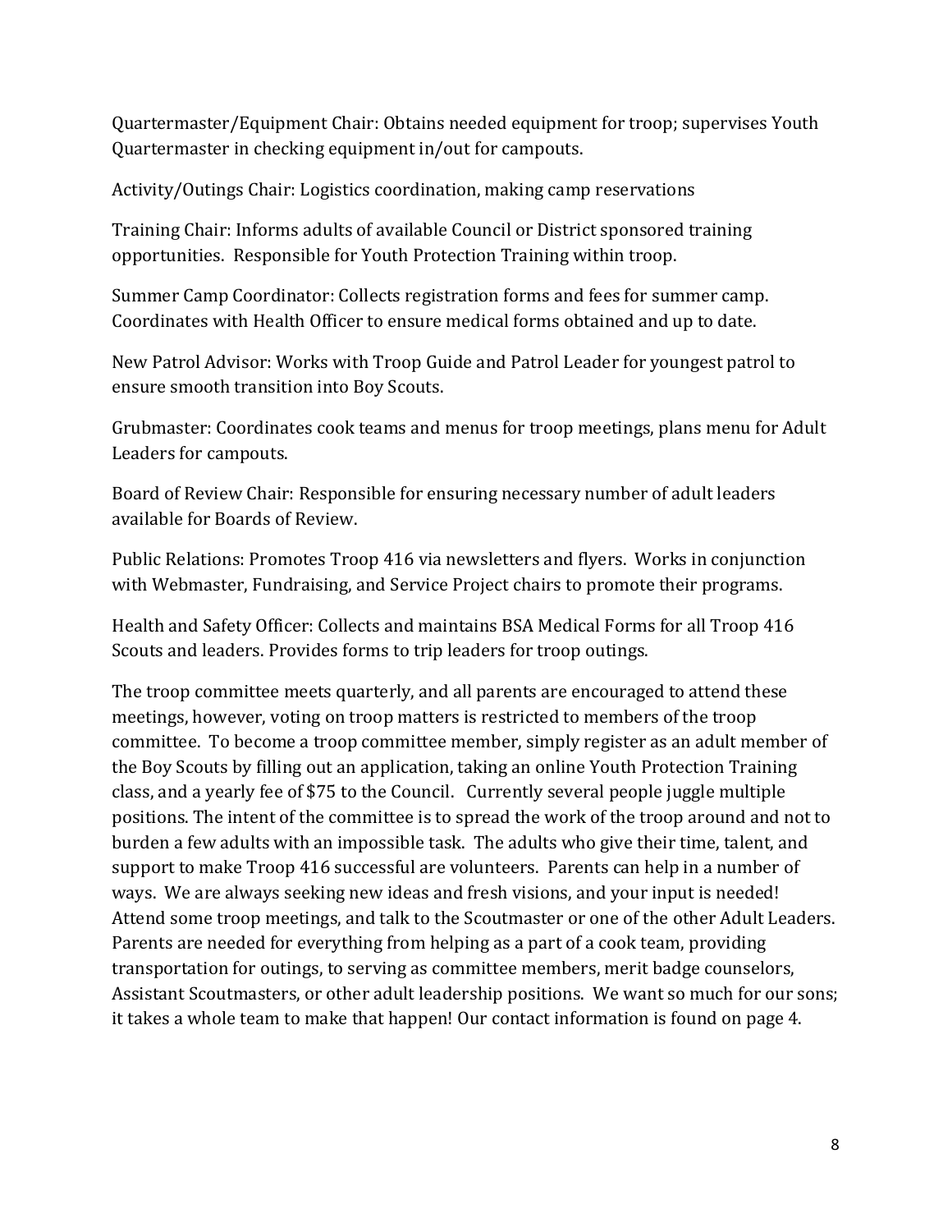Quartermaster/Equipment Chair: Obtains needed equipment for troop; supervises Youth Quartermaster in checking equipment in/out for campouts.

Activity/Outings Chair: Logistics coordination, making camp reservations

Training Chair: Informs adults of available Council or District sponsored training opportunities. Responsible for Youth Protection Training within troop.

Summer Camp Coordinator: Collects registration forms and fees for summer camp. Coordinates with Health Officer to ensure medical forms obtained and up to date.

New Patrol Advisor: Works with Troop Guide and Patrol Leader for youngest patrol to ensure smooth transition into Boy Scouts.

Grubmaster: Coordinates cook teams and menus for troop meetings, plans menu for Adult Leaders for campouts.

Board of Review Chair: Responsible for ensuring necessary number of adult leaders available for Boards of Review.

Public Relations: Promotes Troop 416 via newsletters and flyers. Works in conjunction with Webmaster, Fundraising, and Service Project chairs to promote their programs.

Health and Safety Officer: Collects and maintains BSA Medical Forms for all Troop 416 Scouts and leaders. Provides forms to trip leaders for troop outings.

The troop committee meets quarterly, and all parents are encouraged to attend these meetings, however, voting on troop matters is restricted to members of the troop committee. To become a troop committee member, simply register as an adult member of the Boy Scouts by filling out an application, taking an online Youth Protection Training class, and a yearly fee of $75 to the Council. Currently several people juggle multiple positions. The intent of the committee is to spread the work of the troop around and not to burden a few adults with an impossible task. The adults who give their time, talent, and support to make Troop 416 successful are volunteers. Parents can help in a number of ways. We are always seeking new ideas and fresh visions, and your input is needed! Attend some troop meetings, and talk to the Scoutmaster or one of the other Adult Leaders. Parents are needed for everything from helping as a part of a cook team, providing transportation for outings, to serving as committee members, merit badge counselors, Assistant Scoutmasters, or other adult leadership positions. We want so much for our sons; it takes a whole team to make that happen! Our contact information is found on page 4.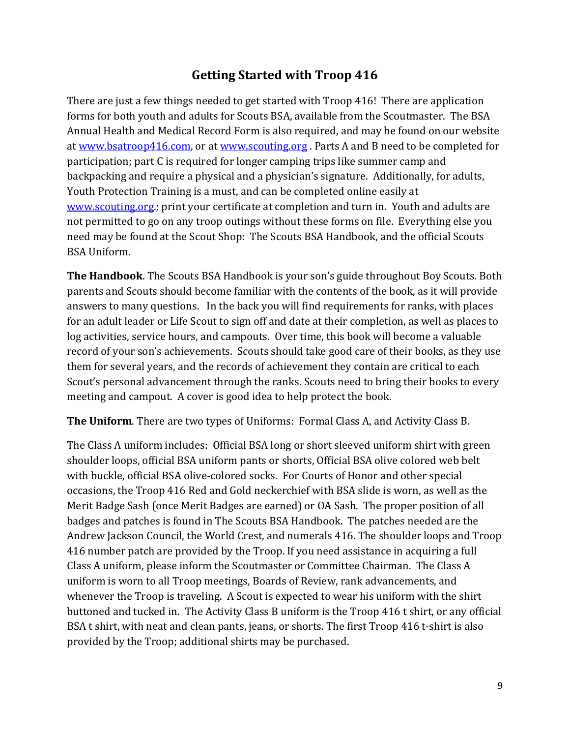## Getting Started with Troop 416

There are just a few things needed to get started with Troop 416! There are application forms for both youth and adults for Scouts BSA, available from the Scoutmaster. The BSA Annual Health and Medical Record Form is also required, and may be found on our website at [www.bsatroop416.com](www.bsatroop416.com), or at [www.scouting.org](www.scouting.org) . Parts A and B need to be completed for participation; part C is required for longer camping trips like summer camp and backpacking and require a physical and a physician's signature. Additionally, for adults, Youth Protection Training is a must, and can be completed online easily at [www.scouting.org](www.scouting.org).; print your certificate at completion and turn in. Youth and adults are not permitted to go on any troop outings without these forms on file. Everything else you need may be found at the Scout Shop: The Scouts BSA Handbook, and the official Scouts BSA Uniform.

**The Handbook**. The Scouts BSA Handbook is your son's guide throughout Boy Scouts. Both parents and Scouts should become familiar with the contents of the book, as it will provide answers to many questions. In the back you will find requirements for ranks, with places for an adult leader or Life Scout to sign off and date at their completion, as well as places to log activities, service hours, and campouts. Over time, this book will become a valuable record of your son's achievements. Scouts should take good care of their books, as they use them for several years, and the records of achievement they contain are critical to each Scout's personal advancement through the ranks. Scouts need to bring their books to every meeting and campout. A cover is good idea to help protect the book.

**The Uniform**. There are two types of Uniforms: Formal Class A, and Activity Class B.

The Class A uniform includes: Official BSA long or short sleeved uniform shirt with green shoulder loops, official BSA uniform pants or shorts, Official BSA olive colored web belt with buckle, official BSA olive-colored socks. For Courts of Honor and other special occasions, the Troop 416 Red and Gold neckerchief with BSA slide is worn, as well as the Merit Badge Sash (once Merit Badges are earned) or OA Sash. The proper position of all badges and patches is found in The Scouts BSA Handbook. The patches needed are the Andrew Jackson Council, the World Crest, and numerals 416. The shoulder loops and Troop 416 number patch are provided by the Troop. If you need assistance in acquiring a full Class A uniform, please inform the Scoutmaster or Committee Chairman. The Class A uniform is worn to all Troop meetings, Boards of Review, rank advancements, and whenever the Troop is traveling. A Scout is expected to wear his uniform with the shirt buttoned and tucked in. The Activity Class B uniform is the Troop 416 t shirt, or any official BSA t shirt, with neat and clean pants, jeans, or shorts. The first Troop 416 t-shirt is also provided by the Troop; additional shirts may be purchased.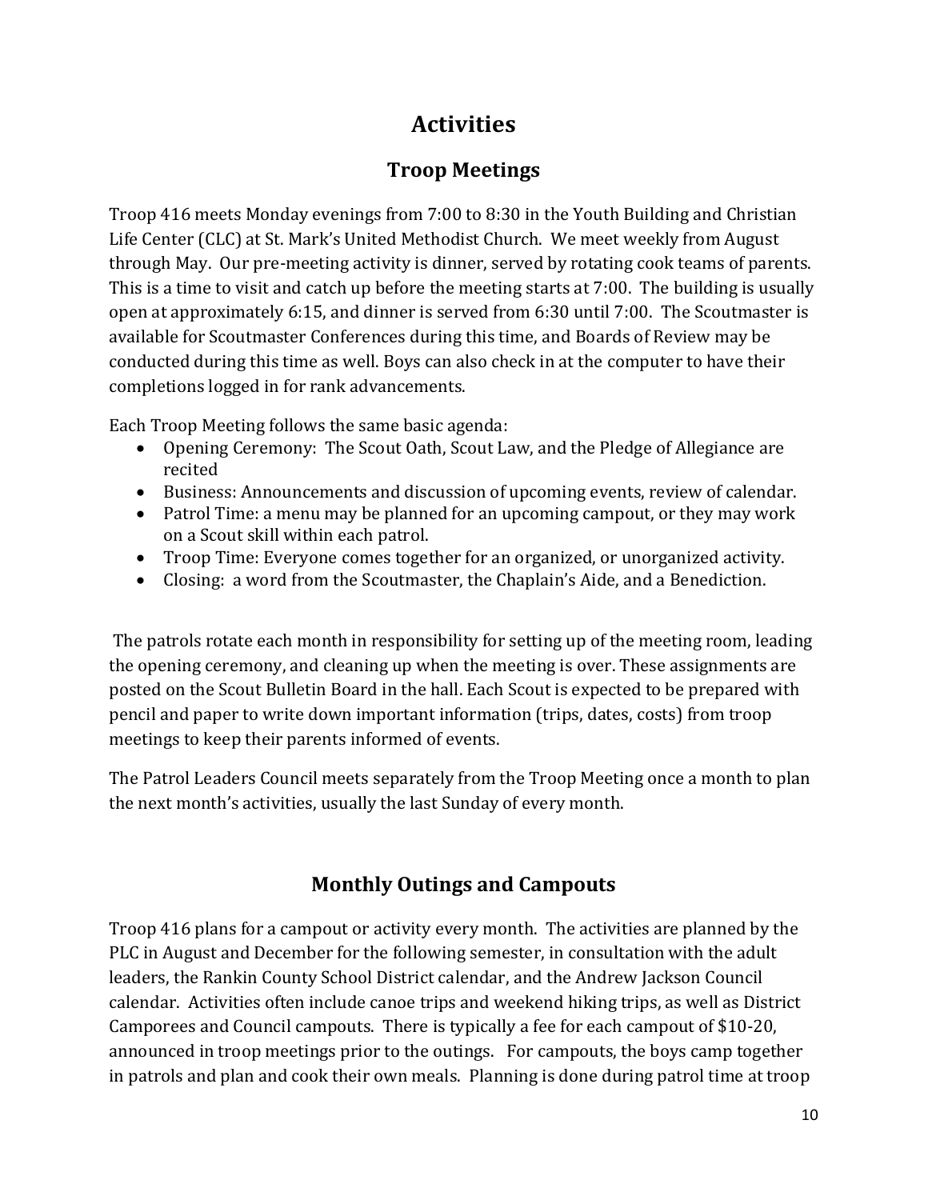# Activities

## Troop Meetings

Troop 416 meets Monday evenings from 7:00 to 8:30 in the Youth Building and Christian Life Center (CLC) at St. Mark's United Methodist Church. We meet weekly from August through May. Our pre-meeting activity is dinner, served by rotating cook teams of parents. This is a time to visit and catch up before the meeting starts at 7:00. The building is usually open at approximately 6:15, and dinner is served from 6:30 until 7:00. The Scoutmaster is available for Scoutmaster Conferences during this time, and Boards of Review may be conducted during this time as well. Boys can also check in at the computer to have their completions logged in for rank advancements.

Each Troop Meeting follows the same basic agenda:

- Opening Ceremony: The Scout Oath, Scout Law, and the Pledge of Allegiance are recited
- Business: Announcements and discussion of upcoming events, review of calendar.
- Patrol Time: a menu may be planned for an upcoming campout, or they may work on a Scout skill within each patrol.
- Troop Time: Everyone comes together for an organized, or unorganized activity.
- Closing: a word from the Scoutmaster, the Chaplain's Aide, and a Benediction.

The patrols rotate each month in responsibility for setting up of the meeting room, leading the opening ceremony, and cleaning up when the meeting is over. These assignments are posted on the Scout Bulletin Board in the hall. Each Scout is expected to be prepared with pencil and paper to write down important information (trips, dates, costs) from troop meetings to keep their parents informed of events.

The Patrol Leaders Council meets separately from the Troop Meeting once a month to plan the next month's activities, usually the last Sunday of every month.

## Monthly Outings and Campouts

Troop 416 plans for a campout or activity every month. The activities are planned by the PLC in August and December for the following semester, in consultation with the adult leaders, the Rankin County School District calendar, and the Andrew Jackson Council calendar. Activities often include canoe trips and weekend hiking trips, as well as District Camporees and Council campouts. There is typically a fee for each campout of $10-20, announced in troop meetings prior to the outings. For campouts, the boys camp together in patrols and plan and cook their own meals. Planning is done during patrol time at troop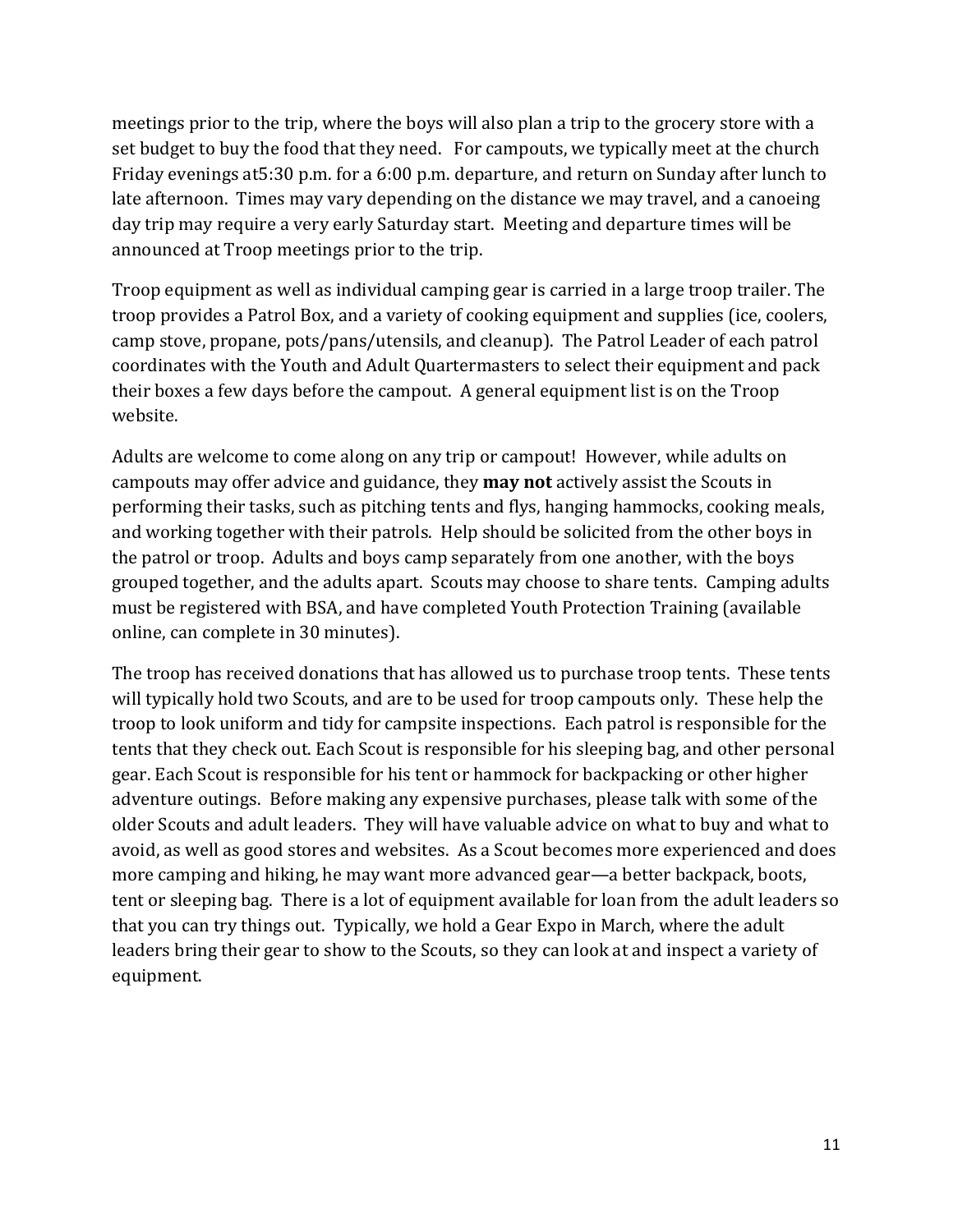meetings prior to the trip, where the boys will also plan a trip to the grocery store with a set budget to buy the food that they need. For campouts, we typically meet at the church Friday evenings at5:30 p.m. for a 6:00 p.m. departure, and return on Sunday after lunch to late afternoon. Times may vary depending on the distance we may travel, and a canoeing day trip may require a very early Saturday start. Meeting and departure times will be announced at Troop meetings prior to the trip.

Troop equipment as well as individual camping gear is carried in a large troop trailer. The troop provides a Patrol Box, and a variety of cooking equipment and supplies (ice, coolers, camp stove, propane, pots/pans/utensils, and cleanup). The Patrol Leader of each patrol coordinates with the Youth and Adult Quartermasters to select their equipment and pack their boxes a few days before the campout. A general equipment list is on the Troop website.

Adults are welcome to come along on any trip or campout! However, while adults on campouts may offer advice and guidance, they **may not** actively assist the Scouts in performing their tasks, such as pitching tents and flys, hanging hammocks, cooking meals, and working together with their patrols. Help should be solicited from the other boys in the patrol or troop. Adults and boys camp separately from one another, with the boys grouped together, and the adults apart. Scouts may choose to share tents. Camping adults must be registered with BSA, and have completed Youth Protection Training (available online, can complete in 30 minutes).

The troop has received donations that has allowed us to purchase troop tents. These tents will typically hold two Scouts, and are to be used for troop campouts only. These help the troop to look uniform and tidy for campsite inspections. Each patrol is responsible for the tents that they check out. Each Scout is responsible for his sleeping bag, and other personal gear. Each Scout is responsible for his tent or hammock for backpacking or other higher adventure outings. Before making any expensive purchases, please talk with some of the older Scouts and adult leaders. They will have valuable advice on what to buy and what to avoid, as well as good stores and websites. As a Scout becomes more experienced and does more camping and hiking, he may want more advanced gear—a better backpack, boots, tent or sleeping bag. There is a lot of equipment available for loan from the adult leaders so that you can try things out. Typically, we hold a Gear Expo in March, where the adult leaders bring their gear to show to the Scouts, so they can look at and inspect a variety of equipment.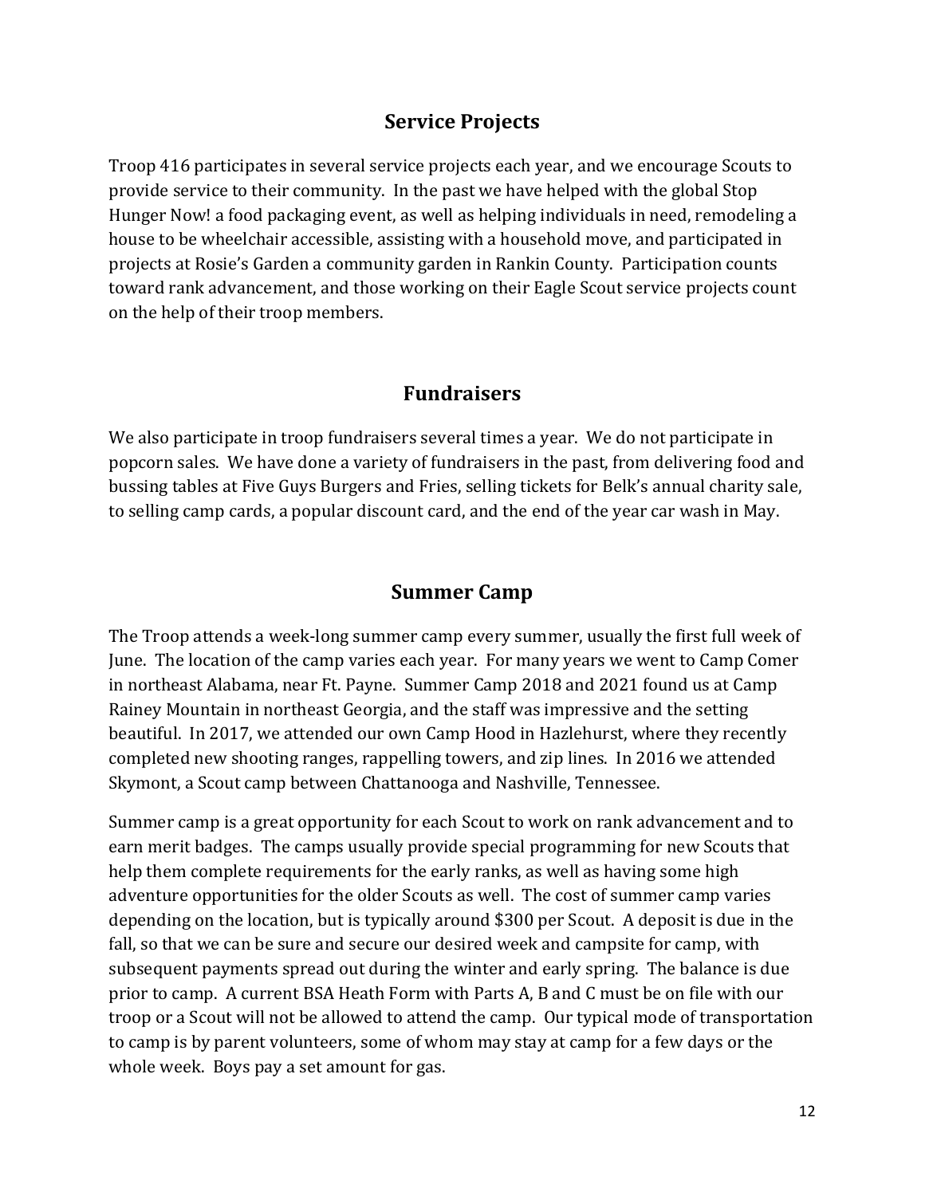## Service Projects

Troop 416 participates in several service projects each year, and we encourage Scouts to provide service to their community. In the past we have helped with the global Stop Hunger Now! a food packaging event, as well as helping individuals in need, remodeling a house to be wheelchair accessible, assisting with a household move, and participated in projects at Rosie's Garden a community garden in Rankin County. Participation counts toward rank advancement, and those working on their Eagle Scout service projects count on the help of their troop members.

## Fundraisers

We also participate in troop fundraisers several times a year. We do not participate in popcorn sales. We have done a variety of fundraisers in the past, from delivering food and bussing tables at Five Guys Burgers and Fries, selling tickets for Belk's annual charity sale, to selling camp cards, a popular discount card, and the end of the year car wash in May.

## Summer Camp

The Troop attends a week-long summer camp every summer, usually the first full week of June. The location of the camp varies each year. For many years we went to Camp Comer in northeast Alabama, near Ft. Payne. Summer Camp 2018 and 2021 found us at Camp Rainey Mountain in northeast Georgia, and the staff was impressive and the setting beautiful. In 2017, we attended our own Camp Hood in Hazlehurst, where they recently completed new shooting ranges, rappelling towers, and zip lines. In 2016 we attended Skymont, a Scout camp between Chattanooga and Nashville, Tennessee.

Summer camp is a great opportunity for each Scout to work on rank advancement and to earn merit badges. The camps usually provide special programming for new Scouts that help them complete requirements for the early ranks, as well as having some high adventure opportunities for the older Scouts as well. The cost of summer camp varies depending on the location, but is typically around $300 per Scout. A deposit is due in the fall, so that we can be sure and secure our desired week and campsite for camp, with subsequent payments spread out during the winter and early spring. The balance is due prior to camp. A current BSA Heath Form with Parts A, B and C must be on file with our troop or a Scout will not be allowed to attend the camp. Our typical mode of transportation to camp is by parent volunteers, some of whom may stay at camp for a few days or the whole week. Boys pay a set amount for gas.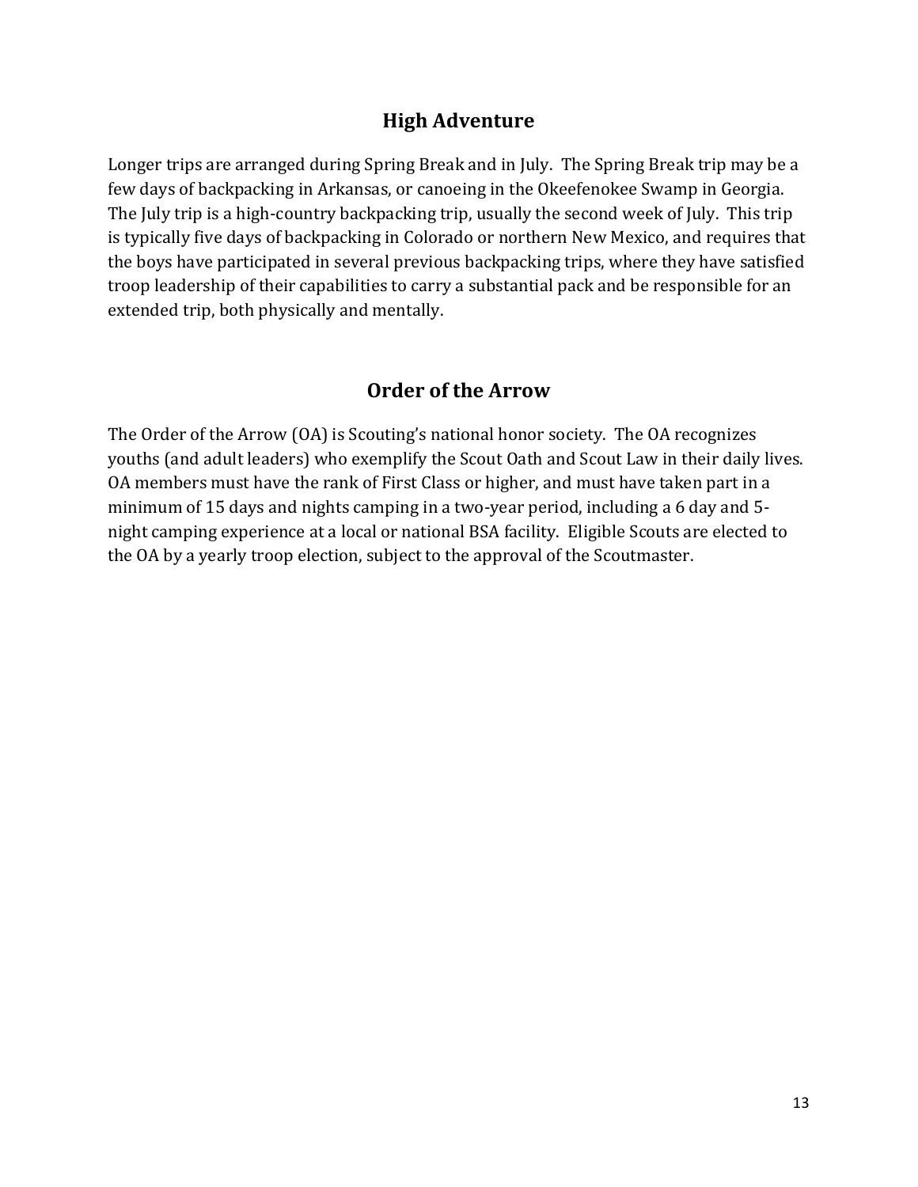## High Adventure

Longer trips are arranged during Spring Break and in July. The Spring Break trip may be a few days of backpacking in Arkansas, or canoeing in the Okeefenokee Swamp in Georgia. The July trip is a high-country backpacking trip, usually the second week of July. This trip is typically five days of backpacking in Colorado or northern New Mexico, and requires that the boys have participated in several previous backpacking trips, where they have satisfied troop leadership of their capabilities to carry a substantial pack and be responsible for an extended trip, both physically and mentally.

## Order of the Arrow

The Order of the Arrow (OA) is Scouting's national honor society. The OA recognizes youths (and adult leaders) who exemplify the Scout Oath and Scout Law in their daily lives. OA members must have the rank of First Class or higher, and must have taken part in a minimum of 15 days and nights camping in a two-year period, including a 6 day and 5-night camping experience at a local or national BSA facility. Eligible Scouts are elected to the OA by a yearly troop election, subject to the approval of the Scoutmaster.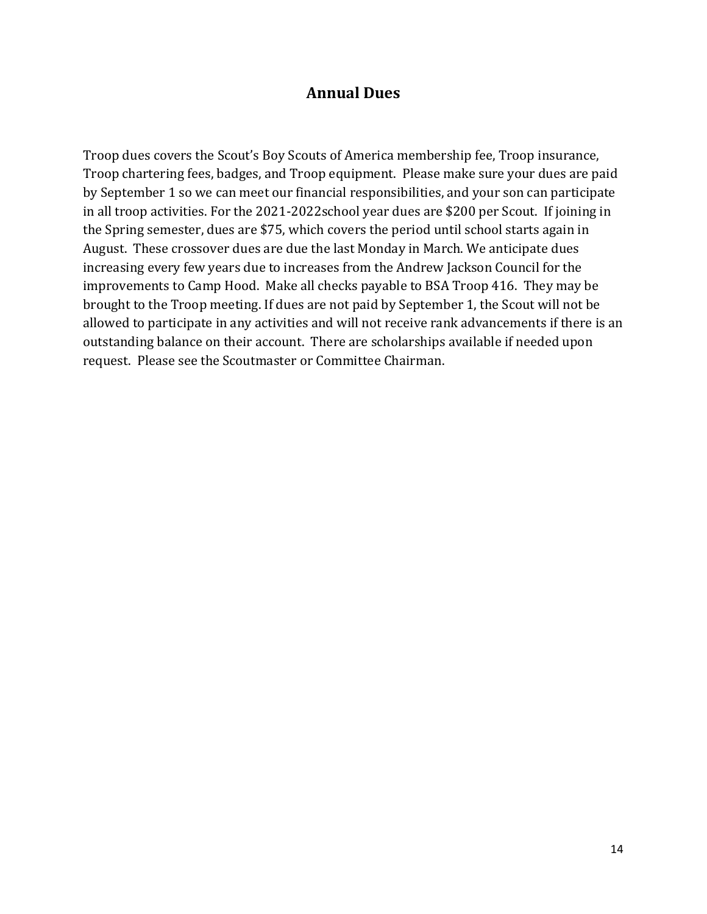# Annual Dues

Troop dues covers the Scout's Boy Scouts of America membership fee, Troop insurance, Troop chartering fees, badges, and Troop equipment. Please make sure your dues are paid by September 1 so we can meet our financial responsibilities, and your son can participate in all troop activities. For the 2021-2022school year dues are $200 per Scout. If joining in the Spring semester, dues are $75, which covers the period until school starts again in August. These crossover dues are due the last Monday in March. We anticipate dues increasing every few years due to increases from the Andrew Jackson Council for the improvements to Camp Hood. Make all checks payable to BSA Troop 416. They may be brought to the Troop meeting. If dues are not paid by September 1, the Scout will not be allowed to participate in any activities and will not receive rank advancements if there is an outstanding balance on their account. There are scholarships available if needed upon request. Please see the Scoutmaster or Committee Chairman.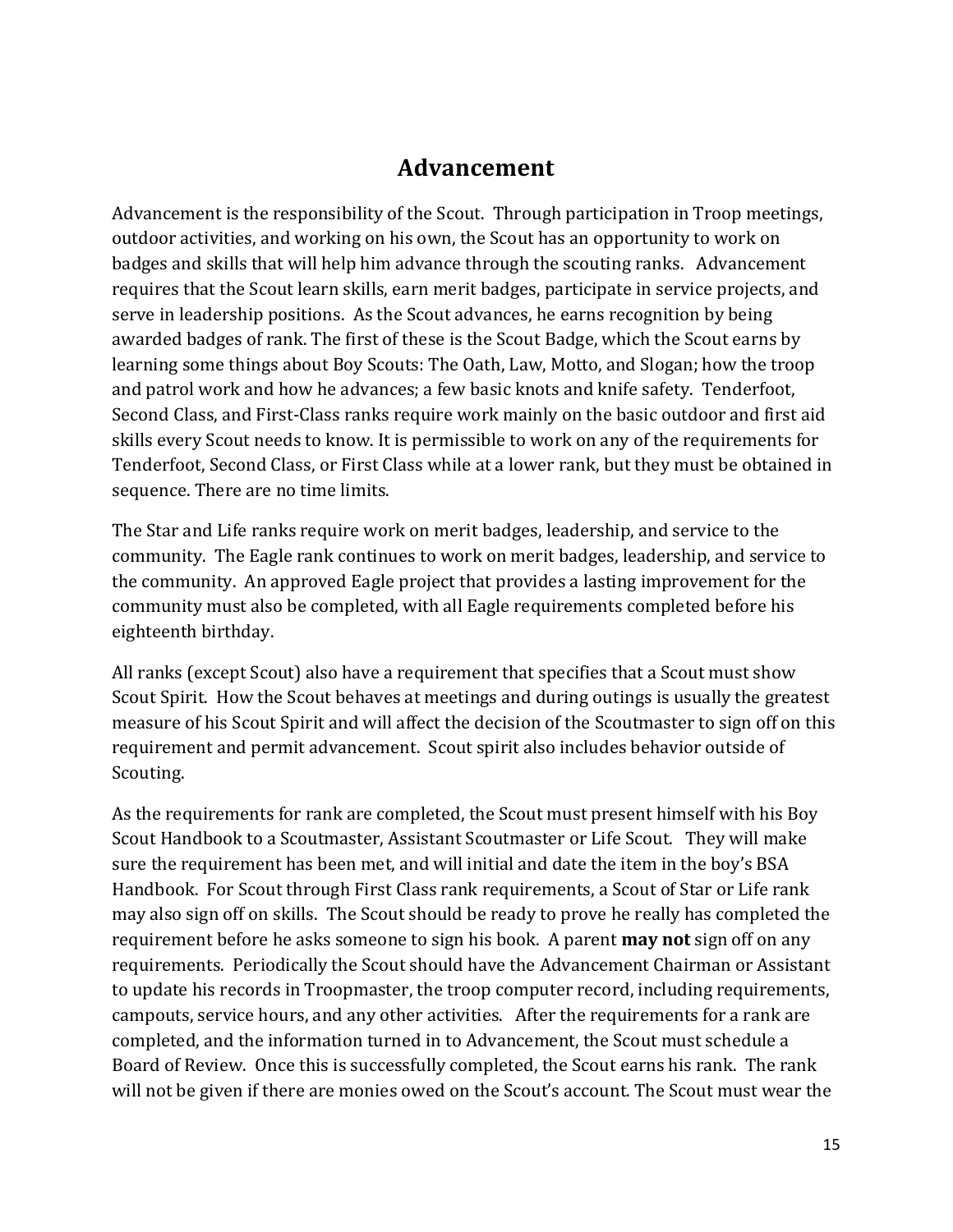# Advancement

Advancement is the responsibility of the Scout. Through participation in Troop meetings, outdoor activities, and working on his own, the Scout has an opportunity to work on badges and skills that will help him advance through the scouting ranks. Advancement requires that the Scout learn skills, earn merit badges, participate in service projects, and serve in leadership positions. As the Scout advances, he earns recognition by being awarded badges of rank. The first of these is the Scout Badge, which the Scout earns by learning some things about Boy Scouts: The Oath, Law, Motto, and Slogan; how the troop and patrol work and how he advances; a few basic knots and knife safety. Tenderfoot, Second Class, and First-Class ranks require work mainly on the basic outdoor and first aid skills every Scout needs to know. It is permissible to work on any of the requirements for Tenderfoot, Second Class, or First Class while at a lower rank, but they must be obtained in sequence. There are no time limits.

The Star and Life ranks require work on merit badges, leadership, and service to the community. The Eagle rank continues to work on merit badges, leadership, and service to the community. An approved Eagle project that provides a lasting improvement for the community must also be completed, with all Eagle requirements completed before his eighteenth birthday.

All ranks (except Scout) also have a requirement that specifies that a Scout must show Scout Spirit. How the Scout behaves at meetings and during outings is usually the greatest measure of his Scout Spirit and will affect the decision of the Scoutmaster to sign off on this requirement and permit advancement. Scout spirit also includes behavior outside of Scouting.

As the requirements for rank are completed, the Scout must present himself with his Boy Scout Handbook to a Scoutmaster, Assistant Scoutmaster or Life Scout. They will make sure the requirement has been met, and will initial and date the item in the boy's BSA Handbook. For Scout through First Class rank requirements, a Scout of Star or Life rank may also sign off on skills. The Scout should be ready to prove he really has completed the requirement before he asks someone to sign his book. A parent **may not** sign off on any requirements. Periodically the Scout should have the Advancement Chairman or Assistant to update his records in Troopmaster, the troop computer record, including requirements, campouts, service hours, and any other activities. After the requirements for a rank are completed, and the information turned in to Advancement, the Scout must schedule a Board of Review. Once this is successfully completed, the Scout earns his rank. The rank will not be given if there are monies owed on the Scout's account. The Scout must wear the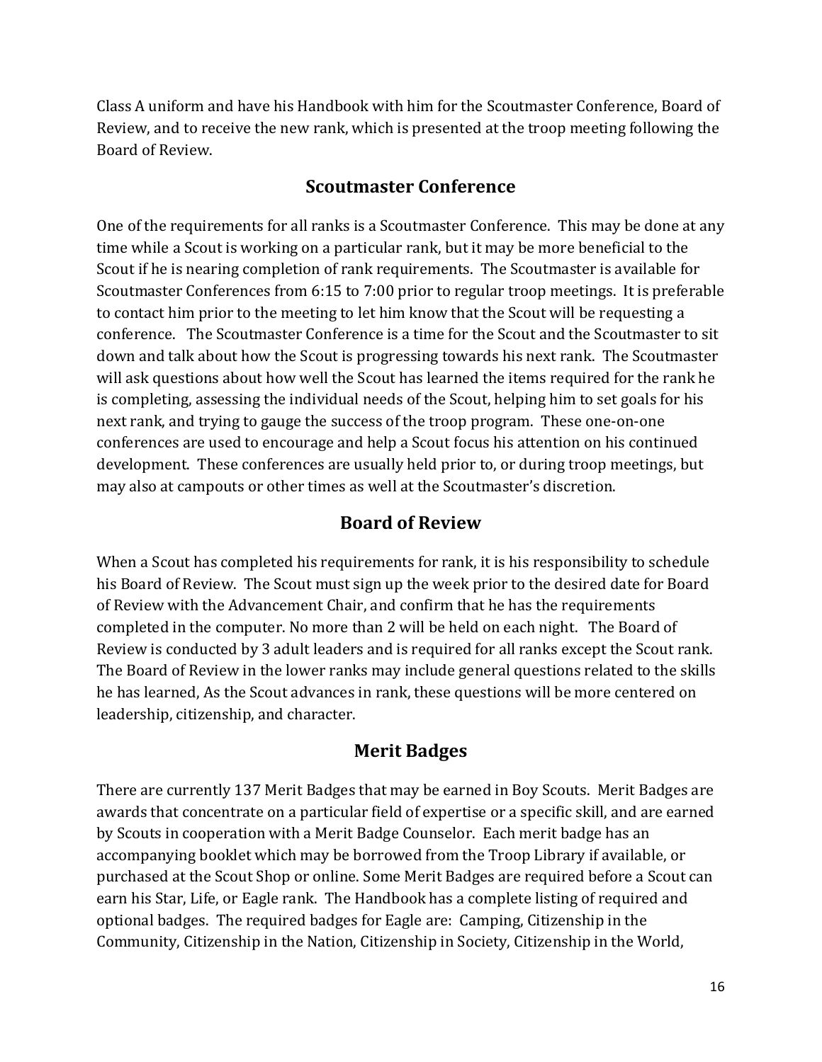Class A uniform and have his Handbook with him for the Scoutmaster Conference, Board of Review, and to receive the new rank, which is presented at the troop meeting following the Board of Review.

## Scoutmaster Conference

One of the requirements for all ranks is a Scoutmaster Conference. This may be done at any time while a Scout is working on a particular rank, but it may be more beneficial to the Scout if he is nearing completion of rank requirements. The Scoutmaster is available for Scoutmaster Conferences from 6:15 to 7:00 prior to regular troop meetings. It is preferable to contact him prior to the meeting to let him know that the Scout will be requesting a conference. The Scoutmaster Conference is a time for the Scout and the Scoutmaster to sit down and talk about how the Scout is progressing towards his next rank. The Scoutmaster will ask questions about how well the Scout has learned the items required for the rank he is completing, assessing the individual needs of the Scout, helping him to set goals for his next rank, and trying to gauge the success of the troop program. These one-on-one conferences are used to encourage and help a Scout focus his attention on his continued development. These conferences are usually held prior to, or during troop meetings, but may also at campouts or other times as well at the Scoutmaster's discretion.

## Board of Review

When a Scout has completed his requirements for rank, it is his responsibility to schedule his Board of Review. The Scout must sign up the week prior to the desired date for Board of Review with the Advancement Chair, and confirm that he has the requirements completed in the computer. No more than 2 will be held on each night. The Board of Review is conducted by 3 adult leaders and is required for all ranks except the Scout rank. The Board of Review in the lower ranks may include general questions related to the skills he has learned, As the Scout advances in rank, these questions will be more centered on leadership, citizenship, and character.

## Merit Badges

There are currently 137 Merit Badges that may be earned in Boy Scouts. Merit Badges are awards that concentrate on a particular field of expertise or a specific skill, and are earned by Scouts in cooperation with a Merit Badge Counselor. Each merit badge has an accompanying booklet which may be borrowed from the Troop Library if available, or purchased at the Scout Shop or online. Some Merit Badges are required before a Scout can earn his Star, Life, or Eagle rank. The Handbook has a complete listing of required and optional badges. The required badges for Eagle are: Camping, Citizenship in the Community, Citizenship in the Nation, Citizenship in Society, Citizenship in the World,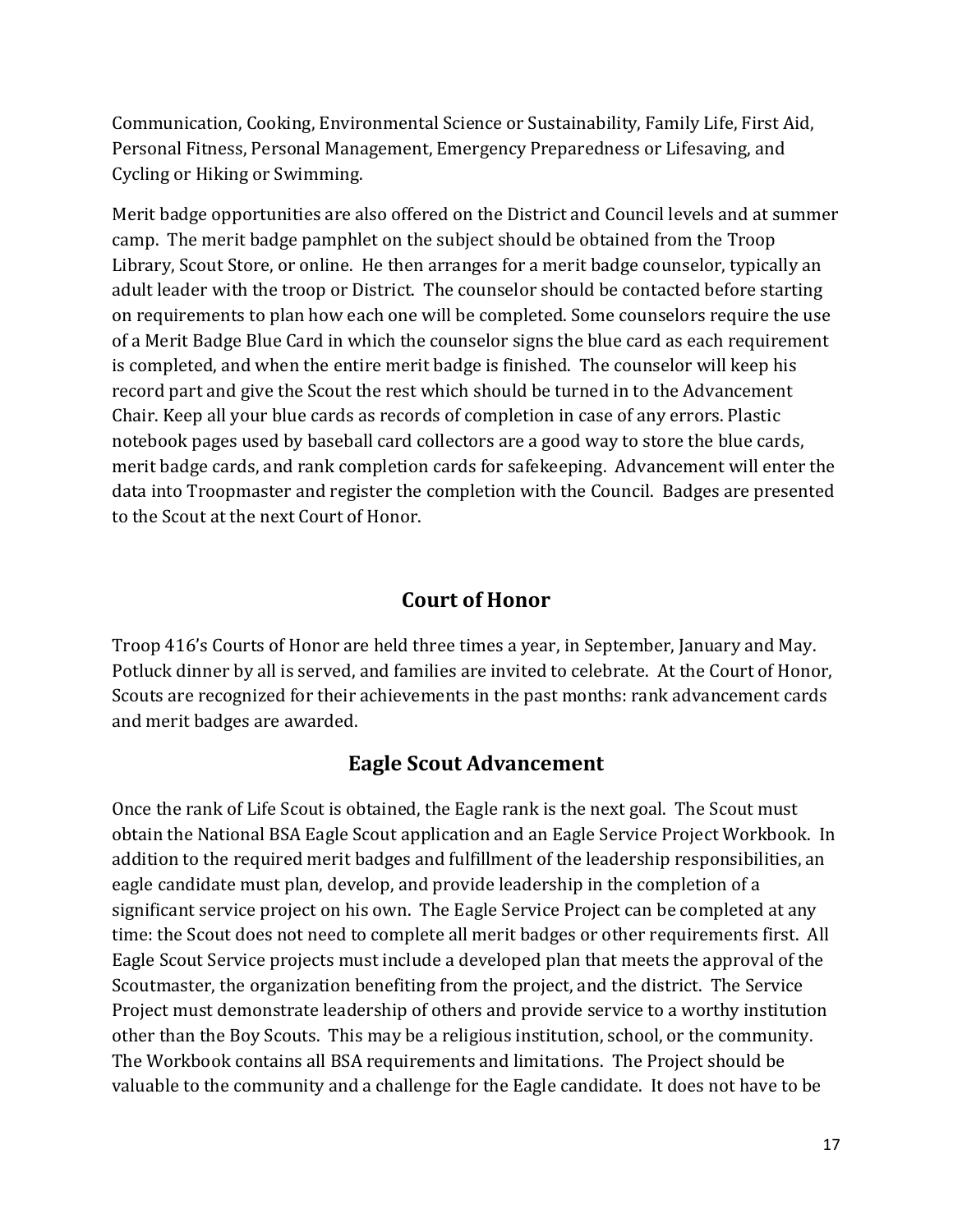Communication, Cooking, Environmental Science or Sustainability, Family Life, First Aid, Personal Fitness, Personal Management, Emergency Preparedness or Lifesaving, and Cycling or Hiking or Swimming.

Merit badge opportunities are also offered on the District and Council levels and at summer camp. The merit badge pamphlet on the subject should be obtained from the Troop Library, Scout Store, or online. He then arranges for a merit badge counselor, typically an adult leader with the troop or District. The counselor should be contacted before starting on requirements to plan how each one will be completed. Some counselors require the use of a Merit Badge Blue Card in which the counselor signs the blue card as each requirement is completed, and when the entire merit badge is finished. The counselor will keep his record part and give the Scout the rest which should be turned in to the Advancement Chair. Keep all your blue cards as records of completion in case of any errors. Plastic notebook pages used by baseball card collectors are a good way to store the blue cards, merit badge cards, and rank completion cards for safekeeping. Advancement will enter the data into Troopmaster and register the completion with the Council. Badges are presented to the Scout at the next Court of Honor.

## Court of Honor

Troop 416's Courts of Honor are held three times a year, in September, January and May. Potluck dinner by all is served, and families are invited to celebrate. At the Court of Honor, Scouts are recognized for their achievements in the past months: rank advancement cards and merit badges are awarded.

## Eagle Scout Advancement

Once the rank of Life Scout is obtained, the Eagle rank is the next goal. The Scout must obtain the National BSA Eagle Scout application and an Eagle Service Project Workbook. In addition to the required merit badges and fulfillment of the leadership responsibilities, an eagle candidate must plan, develop, and provide leadership in the completion of a significant service project on his own. The Eagle Service Project can be completed at any time: the Scout does not need to complete all merit badges or other requirements first. All Eagle Scout Service projects must include a developed plan that meets the approval of the Scoutmaster, the organization benefiting from the project, and the district. The Service Project must demonstrate leadership of others and provide service to a worthy institution other than the Boy Scouts. This may be a religious institution, school, or the community. The Workbook contains all BSA requirements and limitations. The Project should be valuable to the community and a challenge for the Eagle candidate. It does not have to be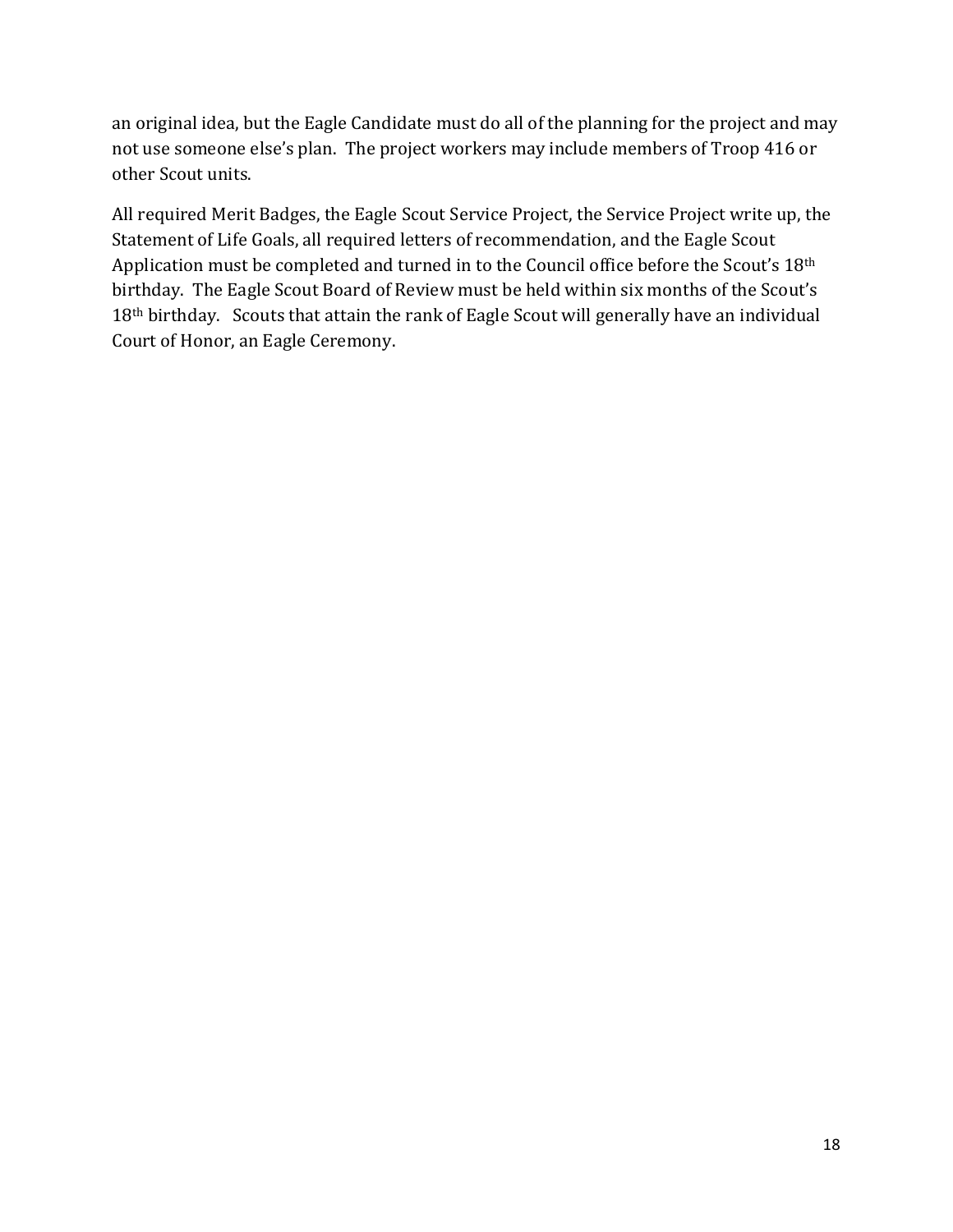an original idea, but the Eagle Candidate must do all of the planning for the project and may not use someone else's plan. The project workers may include members of Troop 416 or other Scout units.

All required Merit Badges, the Eagle Scout Service Project, the Service Project write up, the Statement of Life Goals, all required letters of recommendation, and the Eagle Scout Application must be completed and turned in to the Council office before the Scout's 18th birthday. The Eagle Scout Board of Review must be held within six months of the Scout's 18th birthday. Scouts that attain the rank of Eagle Scout will generally have an individual Court of Honor, an Eagle Ceremony.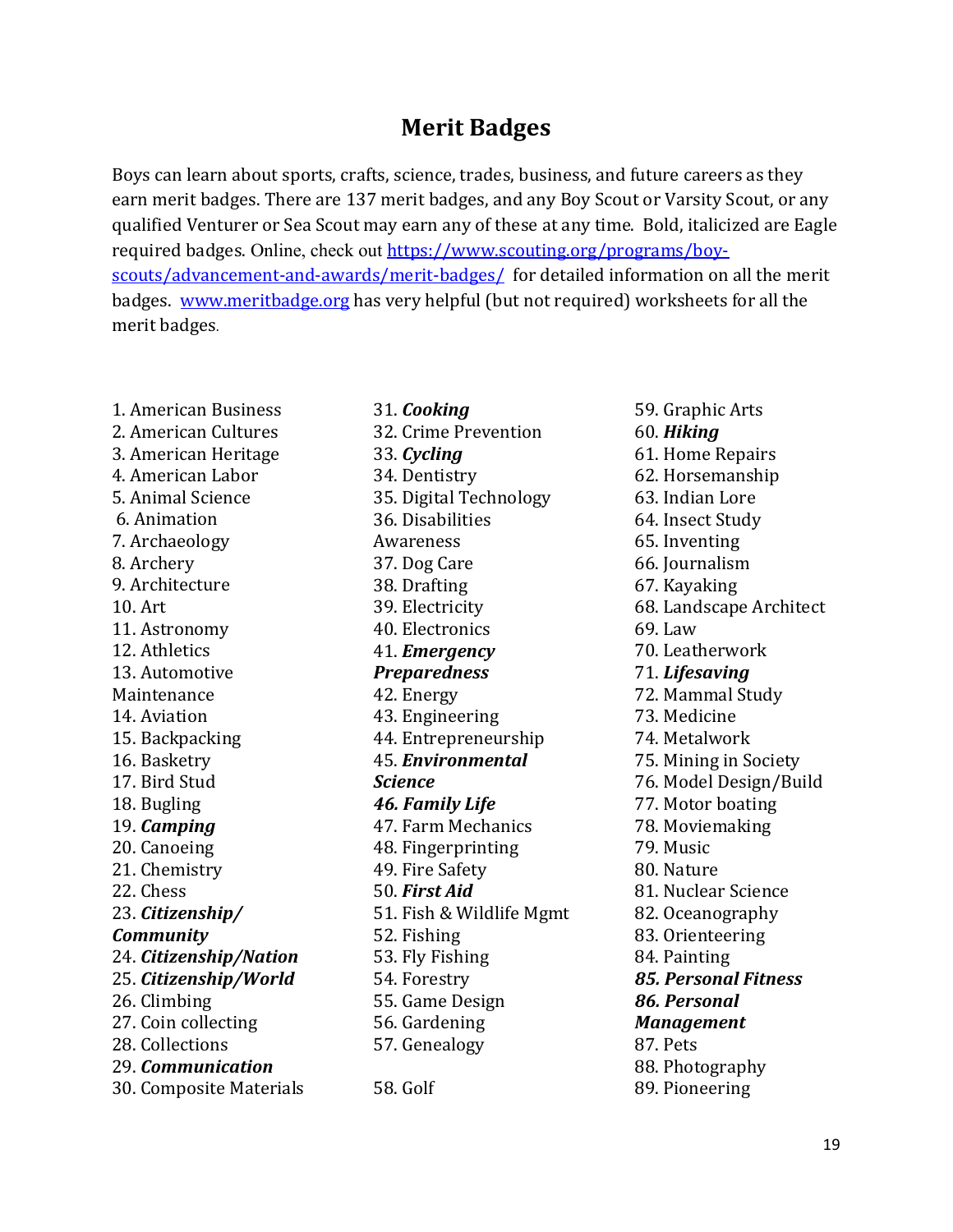# Merit Badges

Boys can learn about sports, crafts, science, trades, business, and future careers as they earn merit badges. There are 137 merit badges, and any Boy Scout or Varsity Scout, or any qualified Venturer or Sea Scout may earn any of these at any time. Bold, italicized are Eagle required badges. Online, check out [https://www.scouting.org/programs/boy-scouts/advancement-and-awards/merit-badges/](https://www.scouting.org/programs/boy-scouts/advancement-and-awards/merit-badges/) for detailed information on all the merit badges. [www.meritbadge.org](http://www.meritbadge.org) has very helpful (but not required) worksheets for all the merit badges.

1. American Business
2. American Cultures
3. American Heritage
4. American Labor
5. Animal Science
6. Animation
7. Archaeology
8. Archery
9. Architecture
10. Art
11. Astronomy
12. Athletics
13. Automotive Maintenance
14. Aviation
15. Backpacking
16. Basketry
17. Bird Stud
18. Bugling
19. ***Camping***
20. Canoeing
21. Chemistry
22. Chess
23. ***Citizenship/ Community***
24. ***Citizenship/Nation***
25. ***Citizenship/World***
26. Climbing
27. Coin collecting
28. Collections
29. ***Communication***
30. Composite Materials
31. ***Cooking***
32. Crime Prevention
33. ***Cycling***
34. Dentistry
35. Digital Technology
36. Disabilities Awareness
37. Dog Care
38. Drafting
39. Electricity
40. Electronics
41. ***Emergency Preparedness***
42. Energy
43. Engineering
44. Entrepreneurship
45. ***Environmental Science***
46. ***Family Life***
47. Farm Mechanics
48. Fingerprinting
49. Fire Safety
50. ***First Aid***
51. Fish & Wildlife Mgmt
52. Fishing
53. Fly Fishing
54. Forestry
55. Game Design
56. Gardening
57. Genealogy
58. Golf
59. Graphic Arts
60. ***Hiking***
61. Home Repairs
62. Horsemanship
63. Indian Lore
64. Insect Study
65. Inventing
66. Journalism
67. Kayaking
68. Landscape Architect
69. Law
70. Leatherwork
71. ***Lifesaving***
72. Mammal Study
73. Medicine
74. Metalwork
75. Mining in Society
76. Model Design/Build
77. Motor boating
78. Moviemaking
79. Music
80. Nature
81. Nuclear Science
82. Oceanography
83. Orienteering
84. Painting
85. ***Personal Fitness***
86. ***Personal Management***
87. Pets
88. Photography
89. Pioneering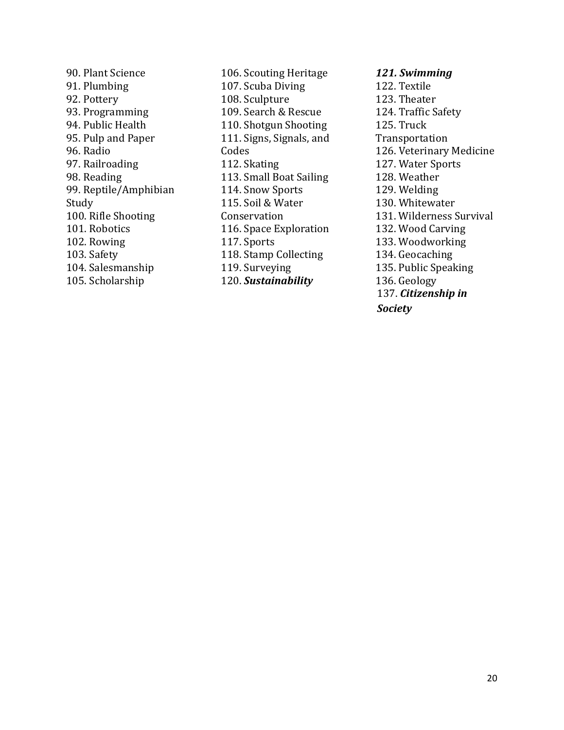90. Plant Science
91. Plumbing
92. Pottery
93. Programming
94. Public Health
95. Pulp and Paper
96. Radio
97. Railroading
98. Reading
99. Reptile/Amphibian Study
100. Rifle Shooting
101. Robotics
102. Rowing
103. Safety
104. Salesmanship
105. Scholarship
106. Scouting Heritage
107. Scuba Diving
108. Sculpture
109. Search & Rescue
110. Shotgun Shooting
111. Signs, Signals, and Codes
112. Skating
113. Small Boat Sailing
114. Snow Sports
115. Soil & Water Conservation
116. Space Exploration
117. Sports
118. Stamp Collecting
119. Surveying
120. ***Sustainability***
***121. Swimming***
122. Textile
123. Theater
124. Traffic Safety
125. Truck Transportation
126. Veterinary Medicine
127. Water Sports
128. Weather
129. Welding
130. Whitewater
131. Wilderness Survival
132. Wood Carving
133. Woodworking
134. Geocaching
135. Public Speaking
136. Geology
137. ***Citizenship in Society***